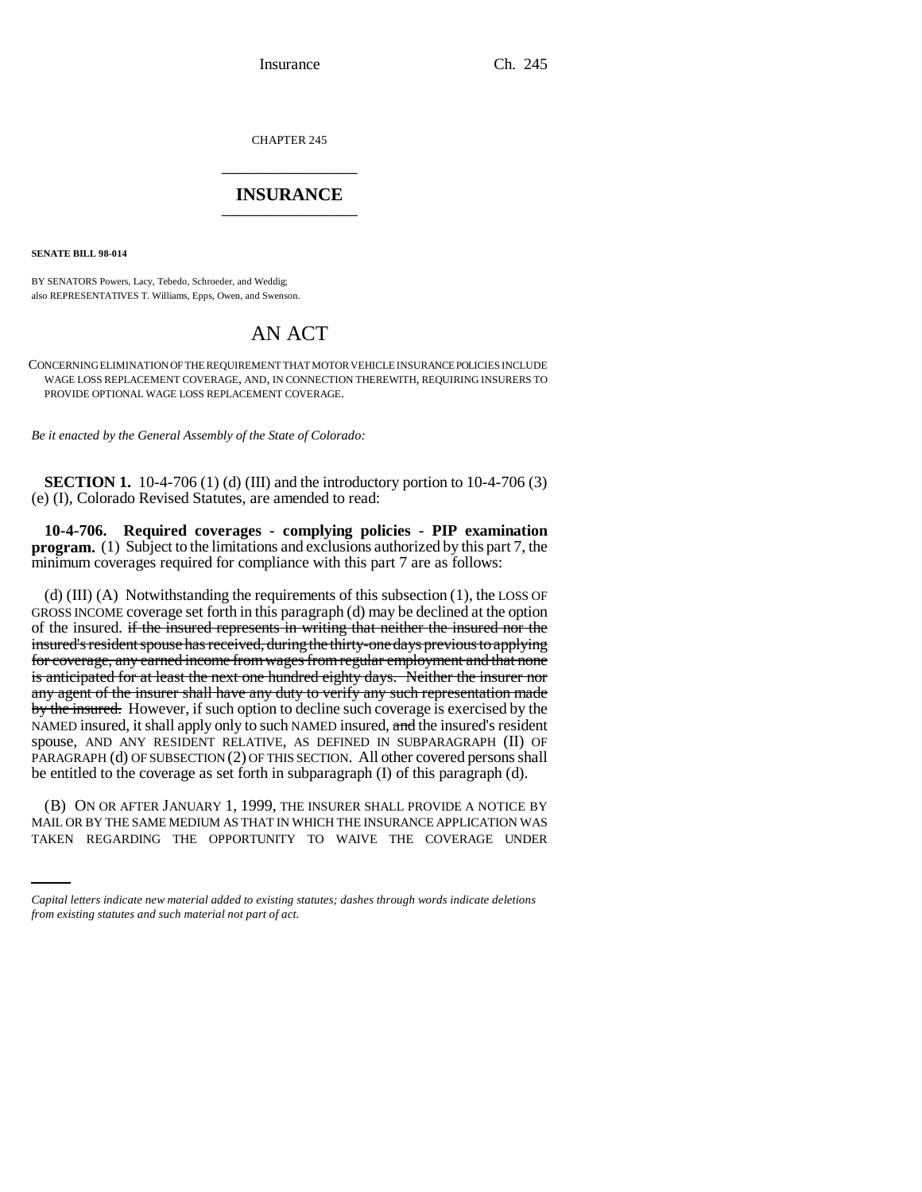CHAPTER 245

# INSURANCE

**SENATE BILL 98-014**

BY SENATORS Powers, Lacy, Tebedo, Schroeder, and Weddig;
also REPRESENTATIVES T. Williams, Epps, Owen, and Swenson.

## AN ACT

CONCERNING ELIMINATION OF THE REQUIREMENT THAT MOTOR VEHICLE INSURANCE POLICIES INCLUDE WAGE LOSS REPLACEMENT COVERAGE, AND, IN CONNECTION THEREWITH, REQUIRING INSURERS TO PROVIDE OPTIONAL WAGE LOSS REPLACEMENT COVERAGE.

*Be it enacted by the General Assembly of the State of Colorado:*

**SECTION 1.** 10-4-706 (1) (d) (III) and the introductory portion to 10-4-706 (3) (e) (I), Colorado Revised Statutes, are amended to read:

**10-4-706. Required coverages - complying policies - PIP examination program.** (1) Subject to the limitations and exclusions authorized by this part 7, the minimum coverages required for compliance with this part 7 are as follows:

(d) (III) (A) Notwithstanding the requirements of this subsection (1), the LOSS OF GROSS INCOME coverage set forth in this paragraph (d) may be declined at the option of the insured. ~~if the insured represents in writing that neither the insured nor the insured's resident spouse has received, during the thirty-one days previous to applying for coverage, any earned income from wages from regular employment and that none is anticipated for at least the next one hundred eighty days. Neither the insurer nor any agent of the insurer shall have any duty to verify any such representation made by the insured.~~ However, if such option to decline such coverage is exercised by the NAMED insured, it shall apply only to such NAMED insured, ~~and~~ the insured's resident spouse, AND ANY RESIDENT RELATIVE, AS DEFINED IN SUBPARAGRAPH (II) OF PARAGRAPH (d) OF SUBSECTION (2) OF THIS SECTION. All other covered persons shall be entitled to the coverage as set forth in subparagraph (I) of this paragraph (d).

(B) ON OR AFTER JANUARY 1, 1999, THE INSURER SHALL PROVIDE A NOTICE BY MAIL OR BY THE SAME MEDIUM AS THAT IN WHICH THE INSURANCE APPLICATION WAS TAKEN REGARDING THE OPPORTUNITY TO WAIVE THE COVERAGE UNDER

*Capital letters indicate new material added to existing statutes; dashes through words indicate deletions from existing statutes and such material not part of act.*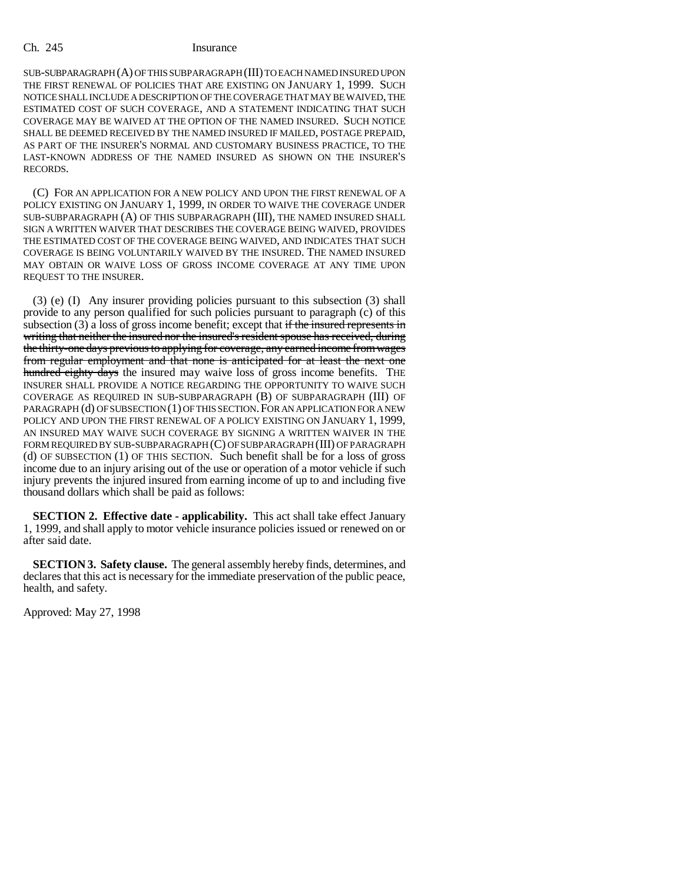SUB-SUBPARAGRAPH (A) OF THIS SUBPARAGRAPH (III) TO EACH NAMED INSURED UPON THE FIRST RENEWAL OF POLICIES THAT ARE EXISTING ON JANUARY 1, 1999. SUCH NOTICE SHALL INCLUDE A DESCRIPTION OF THE COVERAGE THAT MAY BE WAIVED, THE ESTIMATED COST OF SUCH COVERAGE, AND A STATEMENT INDICATING THAT SUCH COVERAGE MAY BE WAIVED AT THE OPTION OF THE NAMED INSURED. SUCH NOTICE SHALL BE DEEMED RECEIVED BY THE NAMED INSURED IF MAILED, POSTAGE PREPAID, AS PART OF THE INSURER'S NORMAL AND CUSTOMARY BUSINESS PRACTICE, TO THE LAST-KNOWN ADDRESS OF THE NAMED INSURED AS SHOWN ON THE INSURER'S RECORDS.

(C) FOR AN APPLICATION FOR A NEW POLICY AND UPON THE FIRST RENEWAL OF A POLICY EXISTING ON JANUARY 1, 1999, IN ORDER TO WAIVE THE COVERAGE UNDER SUB-SUBPARAGRAPH (A) OF THIS SUBPARAGRAPH (III), THE NAMED INSURED SHALL SIGN A WRITTEN WAIVER THAT DESCRIBES THE COVERAGE BEING WAIVED, PROVIDES THE ESTIMATED COST OF THE COVERAGE BEING WAIVED, AND INDICATES THAT SUCH COVERAGE IS BEING VOLUNTARILY WAIVED BY THE INSURED. THE NAMED INSURED MAY OBTAIN OR WAIVE LOSS OF GROSS INCOME COVERAGE AT ANY TIME UPON REQUEST TO THE INSURER.

(3) (e) (I) Any insurer providing policies pursuant to this subsection (3) shall provide to any person qualified for such policies pursuant to paragraph (c) of this subsection (3) a loss of gross income benefit; except that ~~if the insured represents in writing that neither the insured nor the insured's resident spouse has received, during the thirty-one days previous to applying for coverage, any earned income from wages from regular employment and that none is anticipated for at least the next one hundred eighty days~~ the insured may waive loss of gross income benefits. THE INSURER SHALL PROVIDE A NOTICE REGARDING THE OPPORTUNITY TO WAIVE SUCH COVERAGE AS REQUIRED IN SUB-SUBPARAGRAPH (B) OF SUBPARAGRAPH (III) OF PARAGRAPH (d) OF SUBSECTION (1) OF THIS SECTION. FOR AN APPLICATION FOR A NEW POLICY AND UPON THE FIRST RENEWAL OF A POLICY EXISTING ON JANUARY 1, 1999, AN INSURED MAY WAIVE SUCH COVERAGE BY SIGNING A WRITTEN WAIVER IN THE FORM REQUIRED BY SUB-SUBPARAGRAPH (C) OF SUBPARAGRAPH (III) OF PARAGRAPH (d) OF SUBSECTION (1) OF THIS SECTION. Such benefit shall be for a loss of gross income due to an injury arising out of the use or operation of a motor vehicle if such injury prevents the injured insured from earning income of up to and including five thousand dollars which shall be paid as follows:

**SECTION 2. Effective date - applicability.** This act shall take effect January 1, 1999, and shall apply to motor vehicle insurance policies issued or renewed on or after said date.

**SECTION 3. Safety clause.** The general assembly hereby finds, determines, and declares that this act is necessary for the immediate preservation of the public peace, health, and safety.

Approved: May 27, 1998